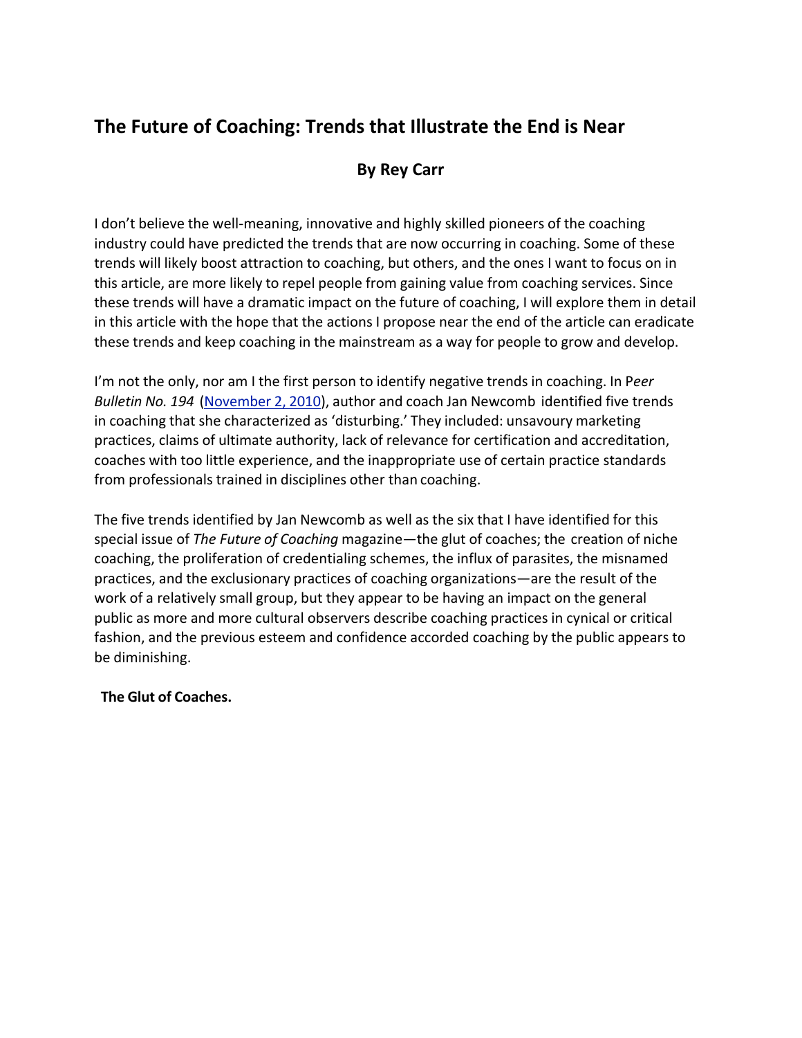## The Future of Coaching: Trends that Illustrate the End is Near

**By Rey Carr**

I don't believe the well-meaning, innovative and highly skilled pioneers of the coaching industry could have predicted the trends that are now occurring in coaching. Some of these trends will likely boost attraction to coaching, but others, and the ones I want to focus on in this article, are more likely to repel people from gaining value from coaching services. Since these trends will have a dramatic impact on the future of coaching, I will explore them in detail in this article with the hope that the actions I propose near the end of the article can eradicate these trends and keep coaching in the mainstream as a way for people to grow and develop.

I'm not the only, nor am I the first person to identify negative trends in coaching. In *Peer Bulletin No. 194* (November 2, 2010), author and coach Jan Newcomb identified five trends in coaching that she characterized as 'disturbing.' They included: unsavoury marketing practices, claims of ultimate authority, lack of relevance for certification and accreditation, coaches with too little experience, and the inappropriate use of certain practice standards from professionals trained in disciplines other than coaching.

The five trends identified by Jan Newcomb as well as the six that I have identified for this special issue of *The Future of Coaching* magazine—the glut of coaches; the creation of niche coaching, the proliferation of credentialing schemes, the influx of parasites, the misnamed practices, and the exclusionary practices of coaching organizations—are the result of the work of a relatively small group, but they appear to be having an impact on the general public as more and more cultural observers describe coaching practices in cynical or critical fashion, and the previous esteem and confidence accorded coaching by the public appears to be diminishing.

**The Glut of Coaches.**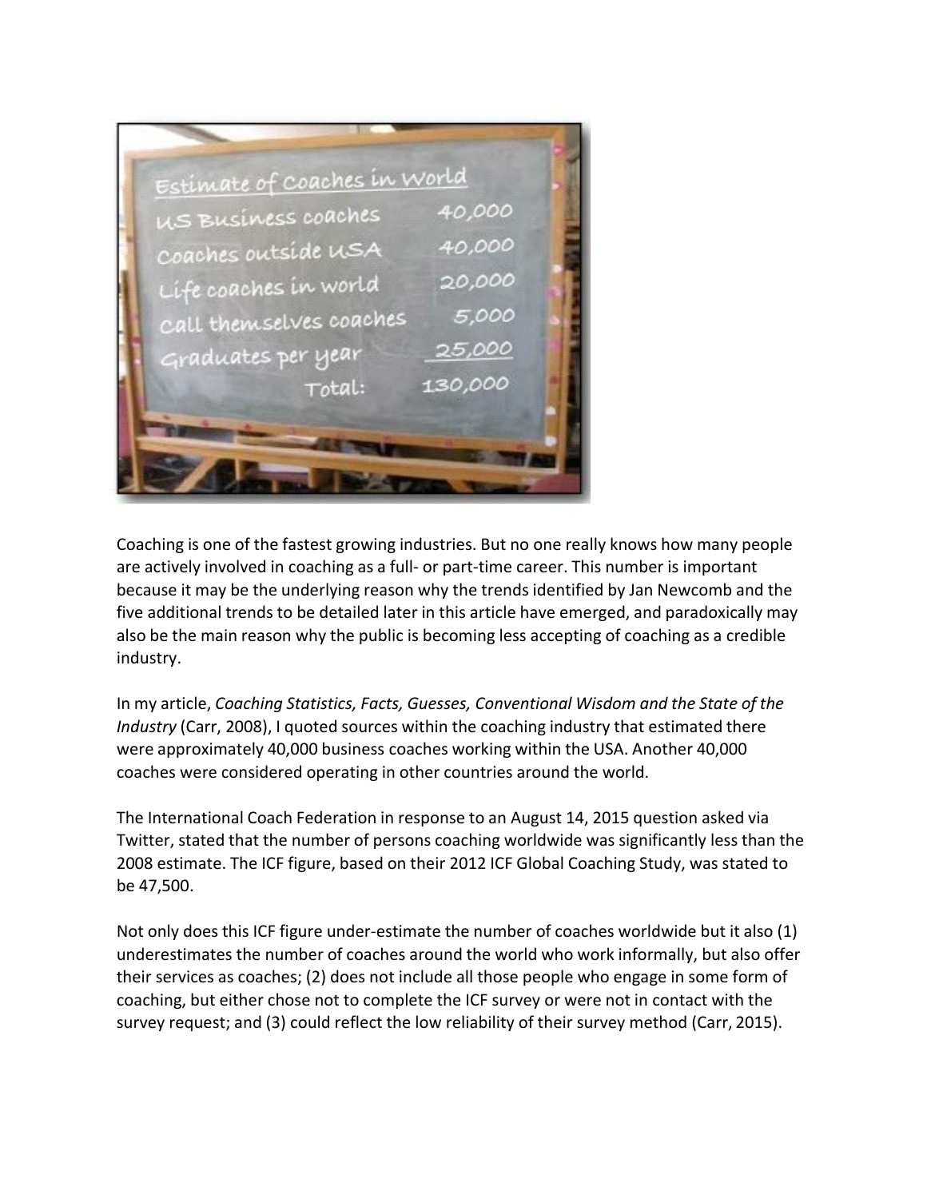Estimate of Coaches in World

| | |
|---|---|
| US Business coaches | 40,000 |
| Coaches outside USA | 40,000 |
| Life coaches in world | 20,000 |
| Call themselves coaches | 5,000 |
| Graduates per year | 25,000 |
| Total: | 130,000 |

Coaching is one of the fastest growing industries. But no one really knows how many people are actively involved in coaching as a full- or part-time career. This number is important because it may be the underlying reason why the trends identified by Jan Newcomb and the five additional trends to be detailed later in this article have emerged, and paradoxically may also be the main reason why the public is becoming less accepting of coaching as a credible industry.

In my article, *Coaching Statistics, Facts, Guesses, Conventional Wisdom and the State of the Industry* (Carr, 2008), I quoted sources within the coaching industry that estimated there were approximately 40,000 business coaches working within the USA. Another 40,000 coaches were considered operating in other countries around the world.

The International Coach Federation in response to an August 14, 2015 question asked via Twitter, stated that the number of persons coaching worldwide was significantly less than the 2008 estimate. The ICF figure, based on their 2012 ICF Global Coaching Study, was stated to be 47,500.

Not only does this ICF figure under-estimate the number of coaches worldwide but it also (1) underestimates the number of coaches around the world who work informally, but also offer their services as coaches; (2) does not include all those people who engage in some form of coaching, but either chose not to complete the ICF survey or were not in contact with the survey request; and (3) could reflect the low reliability of their survey method (Carr, 2015).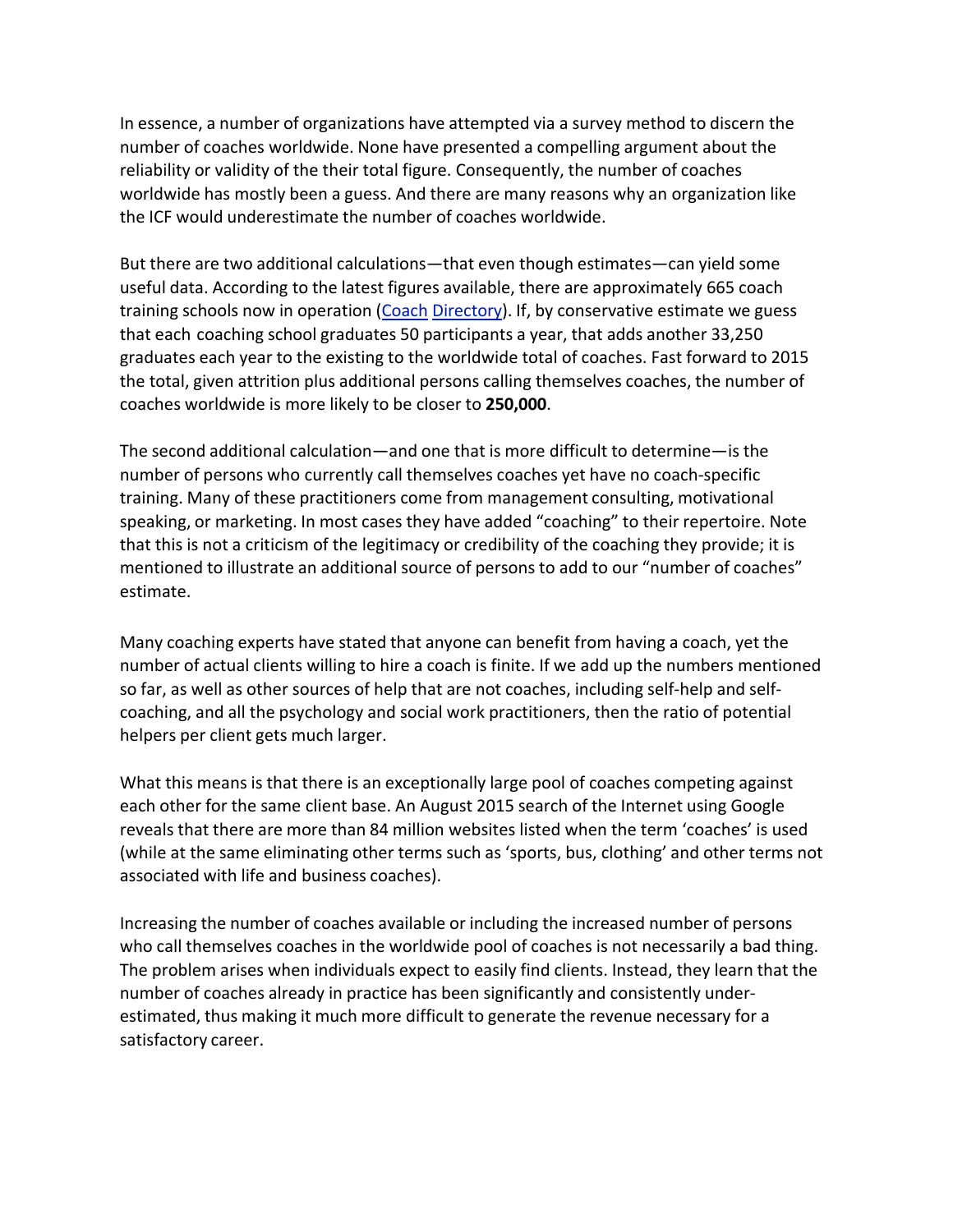In essence, a number of organizations have attempted via a survey method to discern the number of coaches worldwide. None have presented a compelling argument about the reliability or validity of the their total figure. Consequently, the number of coaches worldwide has mostly been a guess. And there are many reasons why an organization like the ICF would underestimate the number of coaches worldwide.

But there are two additional calculations—that even though estimates—can yield some useful data. According to the latest figures available, there are approximately 665 coach training schools now in operation (Coach Directory). If, by conservative estimate we guess that each coaching school graduates 50 participants a year, that adds another 33,250 graduates each year to the existing to the worldwide total of coaches. Fast forward to 2015 the total, given attrition plus additional persons calling themselves coaches, the number of coaches worldwide is more likely to be closer to **250,000**.

The second additional calculation—and one that is more difficult to determine—is the number of persons who currently call themselves coaches yet have no coach-specific training. Many of these practitioners come from management consulting, motivational speaking, or marketing. In most cases they have added "coaching" to their repertoire. Note that this is not a criticism of the legitimacy or credibility of the coaching they provide; it is mentioned to illustrate an additional source of persons to add to our "number of coaches" estimate.

Many coaching experts have stated that anyone can benefit from having a coach, yet the number of actual clients willing to hire a coach is finite. If we add up the numbers mentioned so far, as well as other sources of help that are not coaches, including self-help and self-coaching, and all the psychology and social work practitioners, then the ratio of potential helpers per client gets much larger.

What this means is that there is an exceptionally large pool of coaches competing against each other for the same client base. An August 2015 search of the Internet using Google reveals that there are more than 84 million websites listed when the term 'coaches' is used (while at the same eliminating other terms such as 'sports, bus, clothing' and other terms not associated with life and business coaches).

Increasing the number of coaches available or including the increased number of persons who call themselves coaches in the worldwide pool of coaches is not necessarily a bad thing. The problem arises when individuals expect to easily find clients. Instead, they learn that the number of coaches already in practice has been significantly and consistently under-estimated, thus making it much more difficult to generate the revenue necessary for a satisfactory career.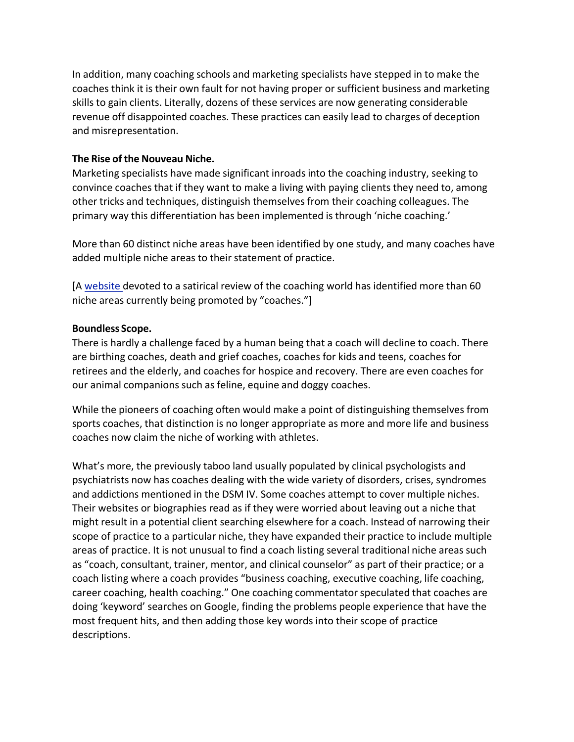In addition, many coaching schools and marketing specialists have stepped in to make the coaches think it is their own fault for not having proper or sufficient business and marketing skills to gain clients. Literally, dozens of these services are now generating considerable revenue off disappointed coaches. These practices can easily lead to charges of deception and misrepresentation.

**The Rise of the Nouveau Niche.**

Marketing specialists have made significant inroads into the coaching industry, seeking to convince coaches that if they want to make a living with paying clients they need to, among other tricks and techniques, distinguish themselves from their coaching colleagues. The primary way this differentiation has been implemented is through 'niche coaching.'

More than 60 distinct niche areas have been identified by one study, and many coaches have added multiple niche areas to their statement of practice.

[A website devoted to a satirical review of the coaching world has identified more than 60 niche areas currently being promoted by "coaches."]

**Boundless Scope.**

There is hardly a challenge faced by a human being that a coach will decline to coach. There are birthing coaches, death and grief coaches, coaches for kids and teens, coaches for retirees and the elderly, and coaches for hospice and recovery. There are even coaches for our animal companions such as feline, equine and doggy coaches.

While the pioneers of coaching often would make a point of distinguishing themselves from sports coaches, that distinction is no longer appropriate as more and more life and business coaches now claim the niche of working with athletes.

What's more, the previously taboo land usually populated by clinical psychologists and psychiatrists now has coaches dealing with the wide variety of disorders, crises, syndromes and addictions mentioned in the DSM IV. Some coaches attempt to cover multiple niches. Their websites or biographies read as if they were worried about leaving out a niche that might result in a potential client searching elsewhere for a coach. Instead of narrowing their scope of practice to a particular niche, they have expanded their practice to include multiple areas of practice. It is not unusual to find a coach listing several traditional niche areas such as "coach, consultant, trainer, mentor, and clinical counselor" as part of their practice; or a coach listing where a coach provides "business coaching, executive coaching, life coaching, career coaching, health coaching." One coaching commentator speculated that coaches are doing 'keyword' searches on Google, finding the problems people experience that have the most frequent hits, and then adding those key words into their scope of practice descriptions.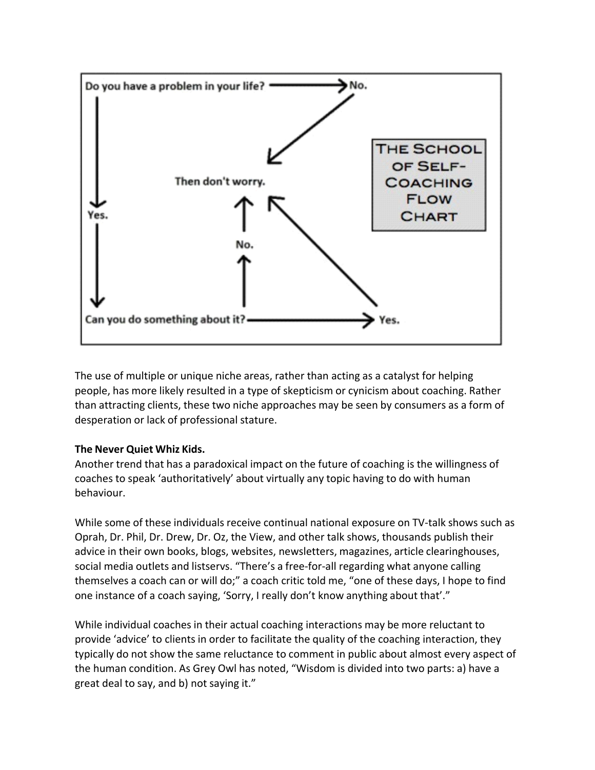Do you have a problem in your life? → No.

Yes.

Then don't worry.

No.

Can you do something about it? → Yes.

THE SCHOOL OF SELF-COACHING FLOW CHART

The use of multiple or unique niche areas, rather than acting as a catalyst for helping people, has more likely resulted in a type of skepticism or cynicism about coaching. Rather than attracting clients, these two niche approaches may be seen by consumers as a form of desperation or lack of professional stature.

**The Never Quiet Whiz Kids.**

Another trend that has a paradoxical impact on the future of coaching is the willingness of coaches to speak 'authoritatively' about virtually any topic having to do with human behaviour.

While some of these individuals receive continual national exposure on TV-talk shows such as Oprah, Dr. Phil, Dr. Drew, Dr. Oz, the View, and other talk shows, thousands publish their advice in their own books, blogs, websites, newsletters, magazines, article clearinghouses, social media outlets and listservs. "There's a free-for-all regarding what anyone calling themselves a coach can or will do;" a coach critic told me, "one of these days, I hope to find one instance of a coach saying, 'Sorry, I really don't know anything about that'."

While individual coaches in their actual coaching interactions may be more reluctant to provide 'advice' to clients in order to facilitate the quality of the coaching interaction, they typically do not show the same reluctance to comment in public about almost every aspect of the human condition. As Grey Owl has noted, "Wisdom is divided into two parts: a) have a great deal to say, and b) not saying it."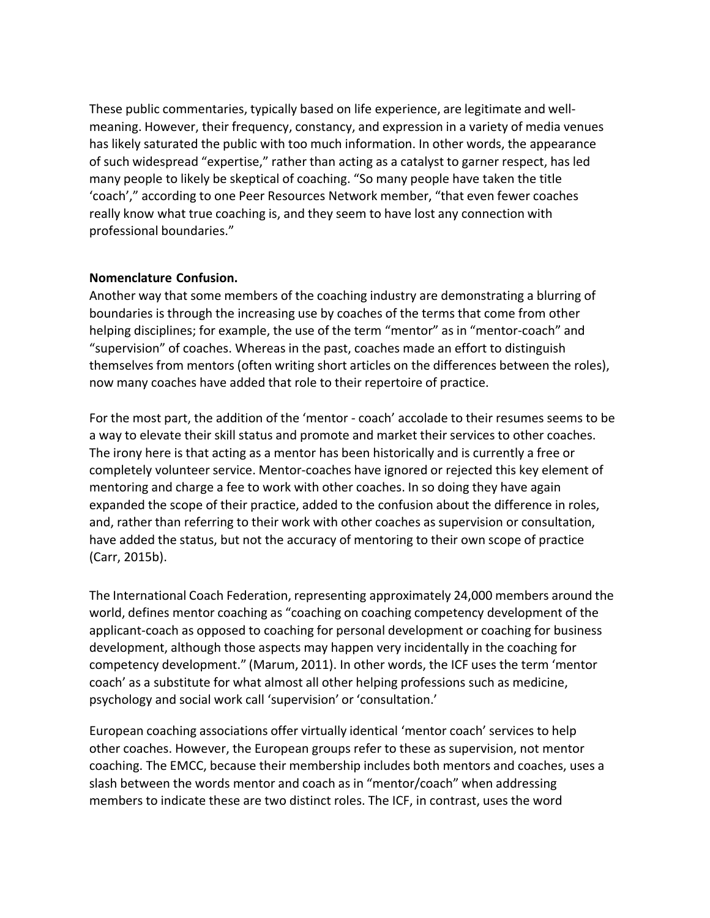These public commentaries, typically based on life experience, are legitimate and well-meaning. However, their frequency, constancy, and expression in a variety of media venues has likely saturated the public with too much information. In other words, the appearance of such widespread "expertise," rather than acting as a catalyst to garner respect, has led many people to likely be skeptical of coaching. "So many people have taken the title 'coach'," according to one Peer Resources Network member, "that even fewer coaches really know what true coaching is, and they seem to have lost any connection with professional boundaries."

**Nomenclature Confusion.**

Another way that some members of the coaching industry are demonstrating a blurring of boundaries is through the increasing use by coaches of the terms that come from other helping disciplines; for example, the use of the term "mentor" as in "mentor-coach" and "supervision" of coaches. Whereas in the past, coaches made an effort to distinguish themselves from mentors (often writing short articles on the differences between the roles), now many coaches have added that role to their repertoire of practice.

For the most part, the addition of the 'mentor - coach' accolade to their resumes seems to be a way to elevate their skill status and promote and market their services to other coaches. The irony here is that acting as a mentor has been historically and is currently a free or completely volunteer service. Mentor-coaches have ignored or rejected this key element of mentoring and charge a fee to work with other coaches. In so doing they have again expanded the scope of their practice, added to the confusion about the difference in roles, and, rather than referring to their work with other coaches as supervision or consultation, have added the status, but not the accuracy of mentoring to their own scope of practice (Carr, 2015b).

The International Coach Federation, representing approximately 24,000 members around the world, defines mentor coaching as "coaching on coaching competency development of the applicant-coach as opposed to coaching for personal development or coaching for business development, although those aspects may happen very incidentally in the coaching for competency development." (Marum, 2011). In other words, the ICF uses the term 'mentor coach' as a substitute for what almost all other helping professions such as medicine, psychology and social work call 'supervision' or 'consultation.'

European coaching associations offer virtually identical 'mentor coach' services to help other coaches. However, the European groups refer to these as supervision, not mentor coaching. The EMCC, because their membership includes both mentors and coaches, uses a slash between the words mentor and coach as in "mentor/coach" when addressing members to indicate these are two distinct roles. The ICF, in contrast, uses the word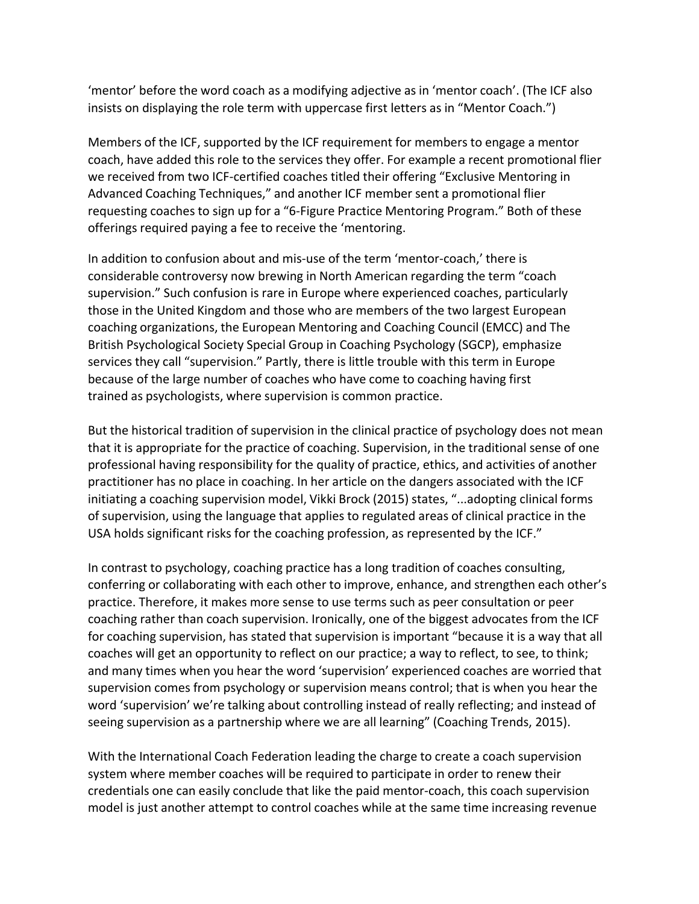'mentor' before the word coach as a modifying adjective as in 'mentor coach'. (The ICF also insists on displaying the role term with uppercase first letters as in "Mentor Coach.")

Members of the ICF, supported by the ICF requirement for members to engage a mentor coach, have added this role to the services they offer. For example a recent promotional flier we received from two ICF-certified coaches titled their offering "Exclusive Mentoring in Advanced Coaching Techniques," and another ICF member sent a promotional flier requesting coaches to sign up for a "6-Figure Practice Mentoring Program." Both of these offerings required paying a fee to receive the 'mentoring.

In addition to confusion about and mis-use of the term 'mentor-coach,' there is considerable controversy now brewing in North American regarding the term "coach supervision." Such confusion is rare in Europe where experienced coaches, particularly those in the United Kingdom and those who are members of the two largest European coaching organizations, the European Mentoring and Coaching Council (EMCC) and The British Psychological Society Special Group in Coaching Psychology (SGCP), emphasize services they call "supervision." Partly, there is little trouble with this term in Europe because of the large number of coaches who have come to coaching having first trained as psychologists, where supervision is common practice.

But the historical tradition of supervision in the clinical practice of psychology does not mean that it is appropriate for the practice of coaching. Supervision, in the traditional sense of one professional having responsibility for the quality of practice, ethics, and activities of another practitioner has no place in coaching. In her article on the dangers associated with the ICF initiating a coaching supervision model, Vikki Brock (2015) states, "...adopting clinical forms of supervision, using the language that applies to regulated areas of clinical practice in the USA holds significant risks for the coaching profession, as represented by the ICF."

In contrast to psychology, coaching practice has a long tradition of coaches consulting, conferring or collaborating with each other to improve, enhance, and strengthen each other's practice. Therefore, it makes more sense to use terms such as peer consultation or peer coaching rather than coach supervision. Ironically, one of the biggest advocates from the ICF for coaching supervision, has stated that supervision is important "because it is a way that all coaches will get an opportunity to reflect on our practice; a way to reflect, to see, to think; and many times when you hear the word 'supervision' experienced coaches are worried that supervision comes from psychology or supervision means control; that is when you hear the word 'supervision' we're talking about controlling instead of really reflecting; and instead of seeing supervision as a partnership where we are all learning" (Coaching Trends, 2015).

With the International Coach Federation leading the charge to create a coach supervision system where member coaches will be required to participate in order to renew their credentials one can easily conclude that like the paid mentor-coach, this coach supervision model is just another attempt to control coaches while at the same time increasing revenue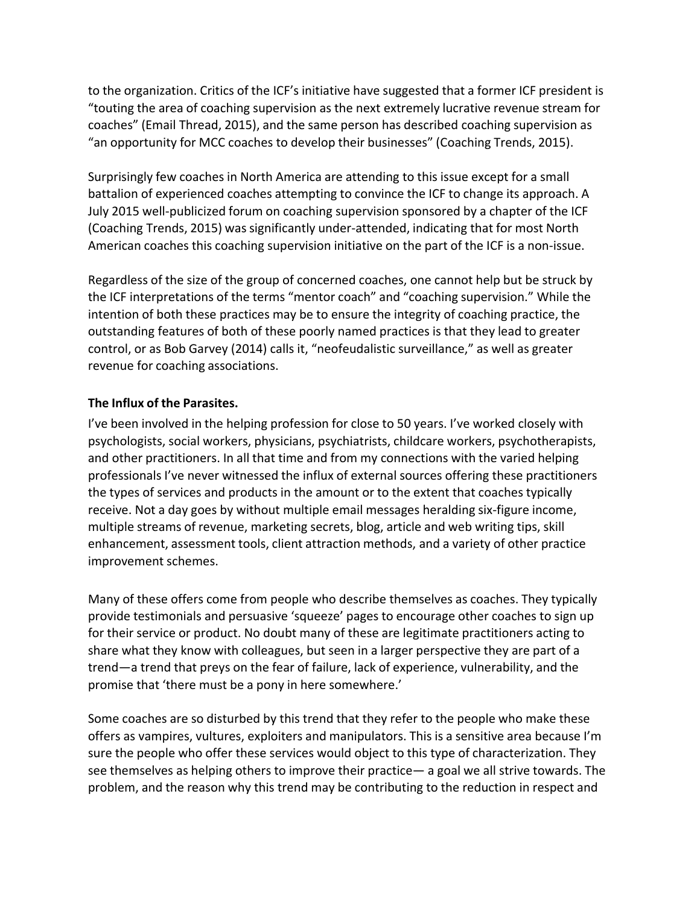to the organization. Critics of the ICF's initiative have suggested that a former ICF president is "touting the area of coaching supervision as the next extremely lucrative revenue stream for coaches" (Email Thread, 2015), and the same person has described coaching supervision as "an opportunity for MCC coaches to develop their businesses" (Coaching Trends, 2015).

Surprisingly few coaches in North America are attending to this issue except for a small battalion of experienced coaches attempting to convince the ICF to change its approach. A July 2015 well-publicized forum on coaching supervision sponsored by a chapter of the ICF (Coaching Trends, 2015) was significantly under-attended, indicating that for most North American coaches this coaching supervision initiative on the part of the ICF is a non-issue.

Regardless of the size of the group of concerned coaches, one cannot help but be struck by the ICF interpretations of the terms "mentor coach" and "coaching supervision." While the intention of both these practices may be to ensure the integrity of coaching practice, the outstanding features of both of these poorly named practices is that they lead to greater control, or as Bob Garvey (2014) calls it, "neofeudalistic surveillance," as well as greater revenue for coaching associations.

**The Influx of the Parasites.**

I've been involved in the helping profession for close to 50 years. I've worked closely with psychologists, social workers, physicians, psychiatrists, childcare workers, psychotherapists, and other practitioners. In all that time and from my connections with the varied helping professionals I've never witnessed the influx of external sources offering these practitioners the types of services and products in the amount or to the extent that coaches typically receive. Not a day goes by without multiple email messages heralding six-figure income, multiple streams of revenue, marketing secrets, blog, article and web writing tips, skill enhancement, assessment tools, client attraction methods, and a variety of other practice improvement schemes.

Many of these offers come from people who describe themselves as coaches. They typically provide testimonials and persuasive 'squeeze' pages to encourage other coaches to sign up for their service or product. No doubt many of these are legitimate practitioners acting to share what they know with colleagues, but seen in a larger perspective they are part of a trend—a trend that preys on the fear of failure, lack of experience, vulnerability, and the promise that 'there must be a pony in here somewhere.'

Some coaches are so disturbed by this trend that they refer to the people who make these offers as vampires, vultures, exploiters and manipulators. This is a sensitive area because I'm sure the people who offer these services would object to this type of characterization. They see themselves as helping others to improve their practice— a goal we all strive towards. The problem, and the reason why this trend may be contributing to the reduction in respect and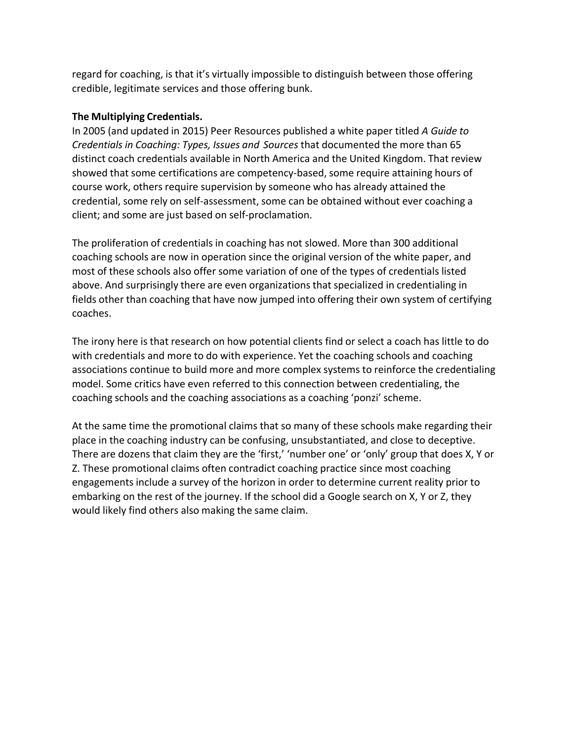regard for coaching, is that it's virtually impossible to distinguish between those offering credible, legitimate services and those offering bunk.

**The Multiplying Credentials.**

In 2005 (and updated in 2015) Peer Resources published a white paper titled *A Guide to Credentials in Coaching: Types, Issues and Sources* that documented the more than 65 distinct coach credentials available in North America and the United Kingdom. That review showed that some certifications are competency-based, some require attaining hours of course work, others require supervision by someone who has already attained the credential, some rely on self-assessment, some can be obtained without ever coaching a client; and some are just based on self-proclamation.

The proliferation of credentials in coaching has not slowed. More than 300 additional coaching schools are now in operation since the original version of the white paper, and most of these schools also offer some variation of one of the types of credentials listed above. And surprisingly there are even organizations that specialized in credentialing in fields other than coaching that have now jumped into offering their own system of certifying coaches.

The irony here is that research on how potential clients find or select a coach has little to do with credentials and more to do with experience. Yet the coaching schools and coaching associations continue to build more and more complex systems to reinforce the credentialing model. Some critics have even referred to this connection between credentialing, the coaching schools and the coaching associations as a coaching 'ponzi' scheme.

At the same time the promotional claims that so many of these schools make regarding their place in the coaching industry can be confusing, unsubstantiated, and close to deceptive. There are dozens that claim they are the 'first,' 'number one' or 'only' group that does X, Y or Z. These promotional claims often contradict coaching practice since most coaching engagements include a survey of the horizon in order to determine current reality prior to embarking on the rest of the journey. If the school did a Google search on X, Y or Z, they would likely find others also making the same claim.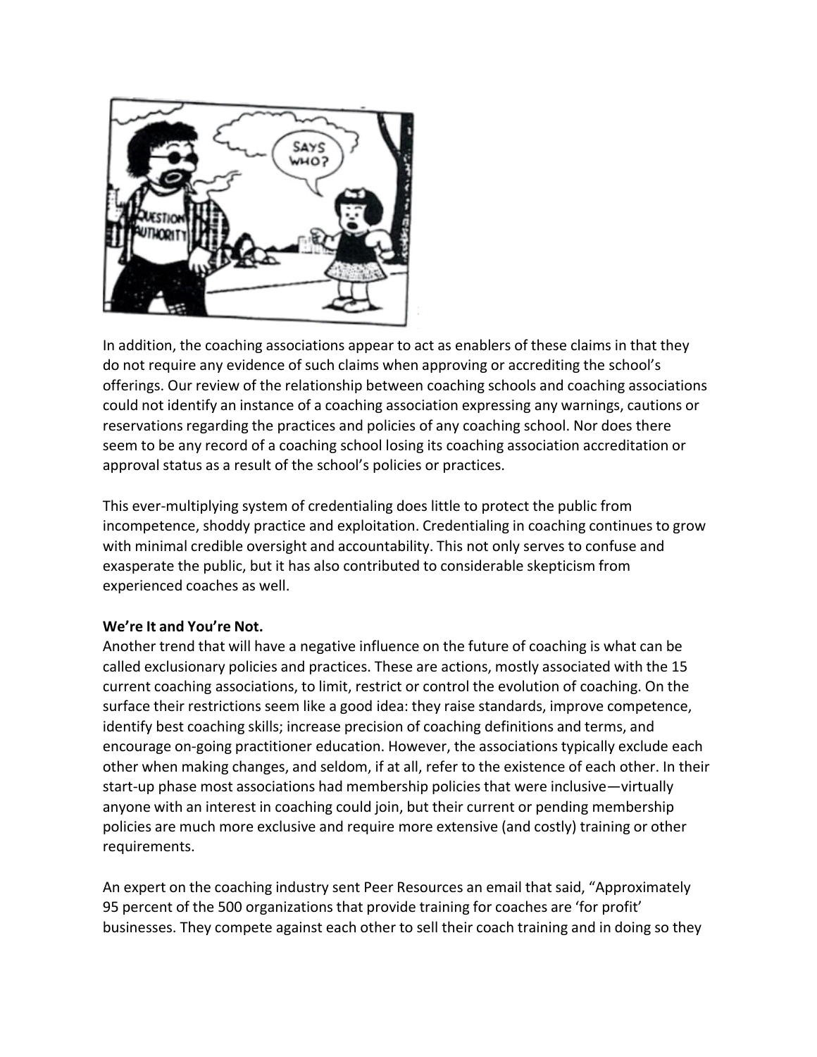In addition, the coaching associations appear to act as enablers of these claims in that they do not require any evidence of such claims when approving or accrediting the school's offerings. Our review of the relationship between coaching schools and coaching associations could not identify an instance of a coaching association expressing any warnings, cautions or reservations regarding the practices and policies of any coaching school. Nor does there seem to be any record of a coaching school losing its coaching association accreditation or approval status as a result of the school's policies or practices.

This ever-multiplying system of credentialing does little to protect the public from incompetence, shoddy practice and exploitation. Credentialing in coaching continues to grow with minimal credible oversight and accountability. This not only serves to confuse and exasperate the public, but it has also contributed to considerable skepticism from experienced coaches as well.

**We're It and You're Not.**

Another trend that will have a negative influence on the future of coaching is what can be called exclusionary policies and practices. These are actions, mostly associated with the 15 current coaching associations, to limit, restrict or control the evolution of coaching. On the surface their restrictions seem like a good idea: they raise standards, improve competence, identify best coaching skills; increase precision of coaching definitions and terms, and encourage on-going practitioner education. However, the associations typically exclude each other when making changes, and seldom, if at all, refer to the existence of each other. In their start-up phase most associations had membership policies that were inclusive—virtually anyone with an interest in coaching could join, but their current or pending membership policies are much more exclusive and require more extensive (and costly) training or other requirements.

An expert on the coaching industry sent Peer Resources an email that said, "Approximately 95 percent of the 500 organizations that provide training for coaches are 'for profit' businesses. They compete against each other to sell their coach training and in doing so they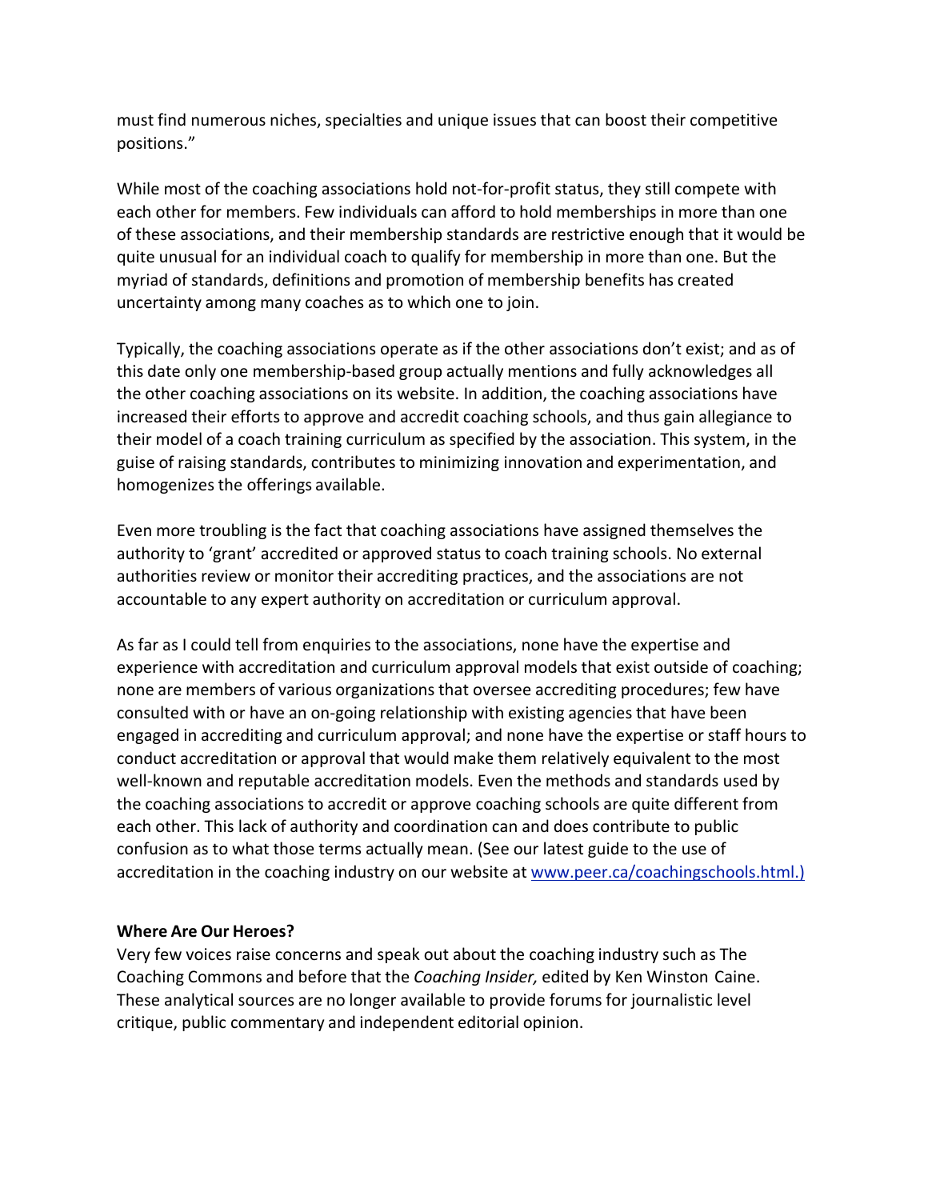must find numerous niches, specialties and unique issues that can boost their competitive positions."

While most of the coaching associations hold not-for-profit status, they still compete with each other for members. Few individuals can afford to hold memberships in more than one of these associations, and their membership standards are restrictive enough that it would be quite unusual for an individual coach to qualify for membership in more than one. But the myriad of standards, definitions and promotion of membership benefits has created uncertainty among many coaches as to which one to join.

Typically, the coaching associations operate as if the other associations don't exist; and as of this date only one membership-based group actually mentions and fully acknowledges all the other coaching associations on its website. In addition, the coaching associations have increased their efforts to approve and accredit coaching schools, and thus gain allegiance to their model of a coach training curriculum as specified by the association. This system, in the guise of raising standards, contributes to minimizing innovation and experimentation, and homogenizes the offerings available.

Even more troubling is the fact that coaching associations have assigned themselves the authority to 'grant' accredited or approved status to coach training schools. No external authorities review or monitor their accrediting practices, and the associations are not accountable to any expert authority on accreditation or curriculum approval.

As far as I could tell from enquiries to the associations, none have the expertise and experience with accreditation and curriculum approval models that exist outside of coaching; none are members of various organizations that oversee accrediting procedures; few have consulted with or have an on-going relationship with existing agencies that have been engaged in accrediting and curriculum approval; and none have the expertise or staff hours to conduct accreditation or approval that would make them relatively equivalent to the most well-known and reputable accreditation models. Even the methods and standards used by the coaching associations to accredit or approve coaching schools are quite different from each other. This lack of authority and coordination can and does contribute to public confusion as to what those terms actually mean. (See our latest guide to the use of accreditation in the coaching industry on our website at www.peer.ca/coachingschools.html.)

**Where Are Our Heroes?**

Very few voices raise concerns and speak out about the coaching industry such as The Coaching Commons and before that the *Coaching Insider,* edited by Ken Winston Caine. These analytical sources are no longer available to provide forums for journalistic level critique, public commentary and independent editorial opinion.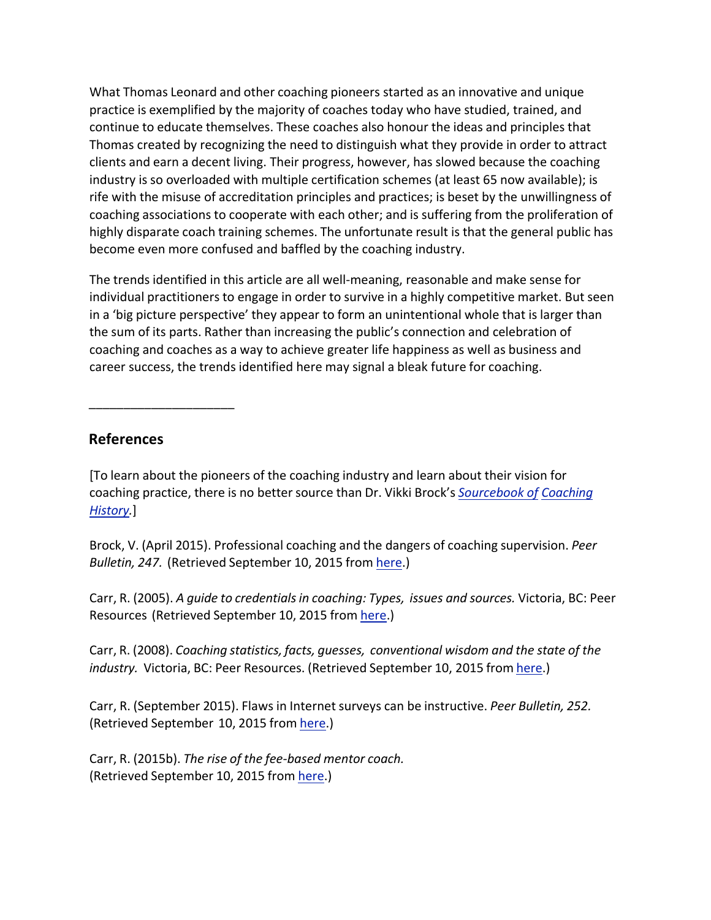What Thomas Leonard and other coaching pioneers started as an innovative and unique practice is exemplified by the majority of coaches today who have studied, trained, and continue to educate themselves. These coaches also honour the ideas and principles that Thomas created by recognizing the need to distinguish what they provide in order to attract clients and earn a decent living. Their progress, however, has slowed because the coaching industry is so overloaded with multiple certification schemes (at least 65 now available); is rife with the misuse of accreditation principles and practices; is beset by the unwillingness of coaching associations to cooperate with each other; and is suffering from the proliferation of highly disparate coach training schemes. The unfortunate result is that the general public has become even more confused and baffled by the coaching industry.

The trends identified in this article are all well-meaning, reasonable and make sense for individual practitioners to engage in order to survive in a highly competitive market. But seen in a 'big picture perspective' they appear to form an unintentional whole that is larger than the sum of its parts. Rather than increasing the public's connection and celebration of coaching and coaches as a way to achieve greater life happiness as well as business and career success, the trends identified here may signal a bleak future for coaching.

---

## References

[To learn about the pioneers of the coaching industry and learn about their vision for coaching practice, there is no better source than Dr. Vikki Brock's *Sourcebook of Coaching History*.]

Brock, V. (April 2015). Professional coaching and the dangers of coaching supervision. *Peer Bulletin, 247.* (Retrieved September 10, 2015 from here.)

Carr, R. (2005). *A guide to credentials in coaching: Types, issues and sources.* Victoria, BC: Peer Resources (Retrieved September 10, 2015 from here.)

Carr, R. (2008). *Coaching statistics, facts, guesses, conventional wisdom and the state of the industry.* Victoria, BC: Peer Resources. (Retrieved September 10, 2015 from here.)

Carr, R. (September 2015). Flaws in Internet surveys can be instructive. *Peer Bulletin, 252.* (Retrieved September 10, 2015 from here.)

Carr, R. (2015b). *The rise of the fee-based mentor coach.* (Retrieved September 10, 2015 from here.)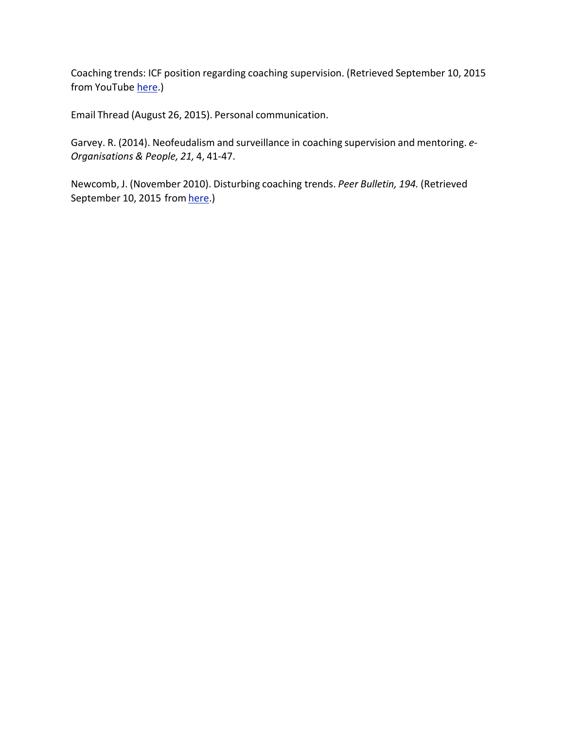Coaching trends: ICF position regarding coaching supervision. (Retrieved September 10, 2015 from YouTube here.)

Email Thread (August 26, 2015). Personal communication.

Garvey. R. (2014). Neofeudalism and surveillance in coaching supervision and mentoring. *e-Organisations & People, 21,* 4, 41-47.

Newcomb, J. (November 2010). Disturbing coaching trends. *Peer Bulletin, 194.* (Retrieved September 10, 2015 from here.)